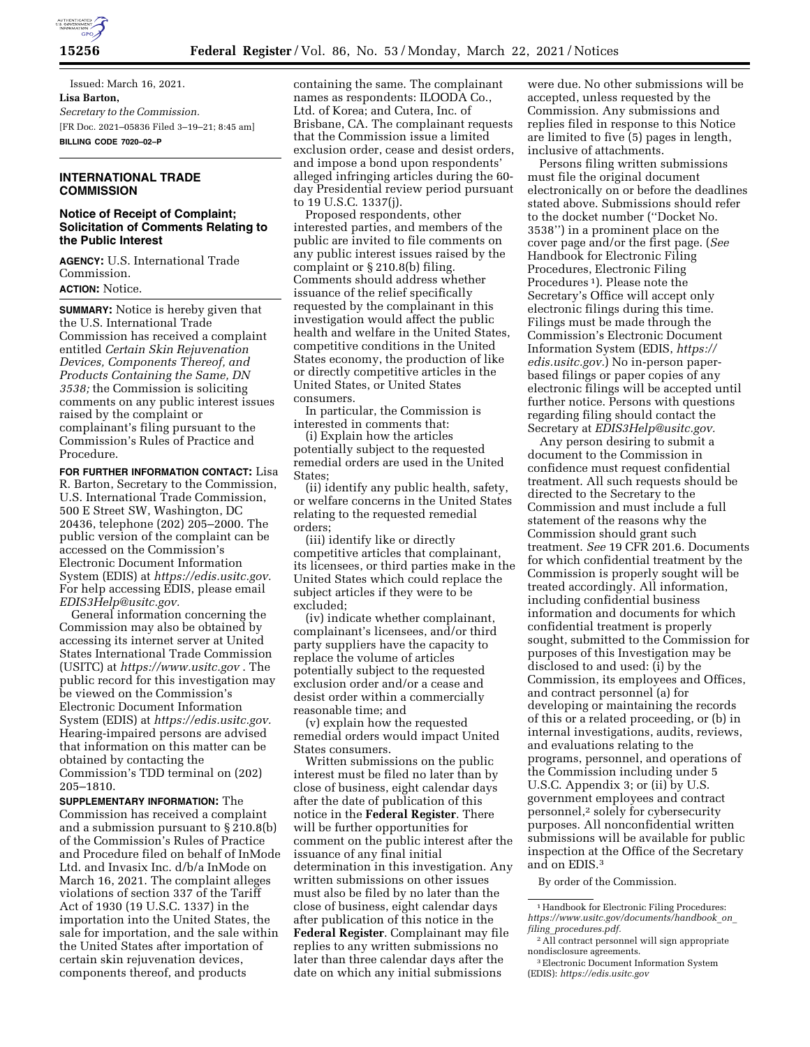Issued: March 16, 2021.

**Lisa Barton,**

*Secretary to the Commission.*

[FR Doc. 2021–05836 Filed 3–19–21; 8:45 am]

**BILLING CODE 7020–02–P**

## INTERNATIONAL TRADE COMMISSION

### Notice of Receipt of Complaint; Solicitation of Comments Relating to the Public Interest

**AGENCY:** U.S. International Trade Commission.

**ACTION:** Notice.

**SUMMARY:** Notice is hereby given that the U.S. International Trade Commission has received a complaint entitled *Certain Skin Rejuvenation Devices, Components Thereof, and Products Containing the Same, DN 3538;* the Commission is soliciting comments on any public interest issues raised by the complaint or complainant's filing pursuant to the Commission's Rules of Practice and Procedure.

**FOR FURTHER INFORMATION CONTACT:** Lisa R. Barton, Secretary to the Commission, U.S. International Trade Commission, 500 E Street SW, Washington, DC 20436, telephone (202) 205–2000. The public version of the complaint can be accessed on the Commission's Electronic Document Information System (EDIS) at *https://edis.usitc.gov.* For help accessing EDIS, please email *EDIS3Help@usitc.gov.*

General information concerning the Commission may also be obtained by accessing its internet server at United States International Trade Commission (USITC) at *https://www.usitc.gov* . The public record for this investigation may be viewed on the Commission's Electronic Document Information System (EDIS) at *https://edis.usitc.gov.* Hearing-impaired persons are advised that information on this matter can be obtained by contacting the Commission's TDD terminal on (202) 205–1810.

**SUPPLEMENTARY INFORMATION:** The Commission has received a complaint and a submission pursuant to § 210.8(b) of the Commission's Rules of Practice and Procedure filed on behalf of InMode Ltd. and Invasix Inc. d/b/a InMode on March 16, 2021. The complaint alleges violations of section 337 of the Tariff Act of 1930 (19 U.S.C. 1337) in the importation into the United States, the sale for importation, and the sale within the United States after importation of certain skin rejuvenation devices, components thereof, and products containing the same. The complainant names as respondents: ILOODA Co., Ltd. of Korea; and Cutera, Inc. of Brisbane, CA. The complainant requests that the Commission issue a limited exclusion order, cease and desist orders, and impose a bond upon respondents' alleged infringing articles during the 60-day Presidential review period pursuant to 19 U.S.C. 1337(j).

Proposed respondents, other interested parties, and members of the public are invited to file comments on any public interest issues raised by the complaint or § 210.8(b) filing. Comments should address whether issuance of the relief specifically requested by the complainant in this investigation would affect the public health and welfare in the United States, competitive conditions in the United States economy, the production of like or directly competitive articles in the United States, or United States consumers.

In particular, the Commission is interested in comments that:

(i) Explain how the articles potentially subject to the requested remedial orders are used in the United States;

(ii) identify any public health, safety, or welfare concerns in the United States relating to the requested remedial orders;

(iii) identify like or directly competitive articles that complainant, its licensees, or third parties make in the United States which could replace the subject articles if they were to be excluded;

(iv) indicate whether complainant, complainant's licensees, and/or third party suppliers have the capacity to replace the volume of articles potentially subject to the requested exclusion order and/or a cease and desist order within a commercially reasonable time; and

(v) explain how the requested remedial orders would impact United States consumers.

Written submissions on the public interest must be filed no later than by close of business, eight calendar days after the date of publication of this notice in the **Federal Register**. There will be further opportunities for comment on the public interest after the issuance of any final initial determination in this investigation. Any written submissions on other issues must also be filed by no later than the close of business, eight calendar days after publication of this notice in the **Federal Register**. Complainant may file replies to any written submissions no later than three calendar days after the date on which any initial submissions were due. No other submissions will be accepted, unless requested by the Commission. Any submissions and replies filed in response to this Notice are limited to five (5) pages in length, inclusive of attachments.

Persons filing written submissions must file the original document electronically on or before the deadlines stated above. Submissions should refer to the docket number (''Docket No. 3538'') in a prominent place on the cover page and/or the first page. (*See* Handbook for Electronic Filing Procedures, Electronic Filing Procedures [1]). Please note the Secretary's Office will accept only electronic filings during this time. Filings must be made through the Commission's Electronic Document Information System (EDIS, *https://edis.usitc.gov.*) No in-person paper-based filings or paper copies of any electronic filings will be accepted until further notice. Persons with questions regarding filing should contact the Secretary at *EDIS3Help@usitc.gov.*

Any person desiring to submit a document to the Commission in confidence must request confidential treatment. All such requests should be directed to the Secretary to the Commission and must include a full statement of the reasons why the Commission should grant such treatment. *See* 19 CFR 201.6. Documents for which confidential treatment by the Commission is properly sought will be treated accordingly. All information, including confidential business information and documents for which confidential treatment is properly sought, submitted to the Commission for purposes of this Investigation may be disclosed to and used: (i) by the Commission, its employees and Offices, and contract personnel (a) for developing or maintaining the records of this or a related proceeding, or (b) in internal investigations, audits, reviews, and evaluations relating to the programs, personnel, and operations of the Commission including under 5 U.S.C. Appendix 3; or (ii) by U.S. government employees and contract personnel,[2] solely for cybersecurity purposes. All nonconfidential written submissions will be available for public inspection at the Office of the Secretary and on EDIS.[3]

By order of the Commission.

[1] Handbook for Electronic Filing Procedures: *https://www.usitc.gov/documents/handbook_on_filing_procedures.pdf.*

[2] All contract personnel will sign appropriate nondisclosure agreements.

[3] Electronic Document Information System (EDIS): *https://edis.usitc.gov*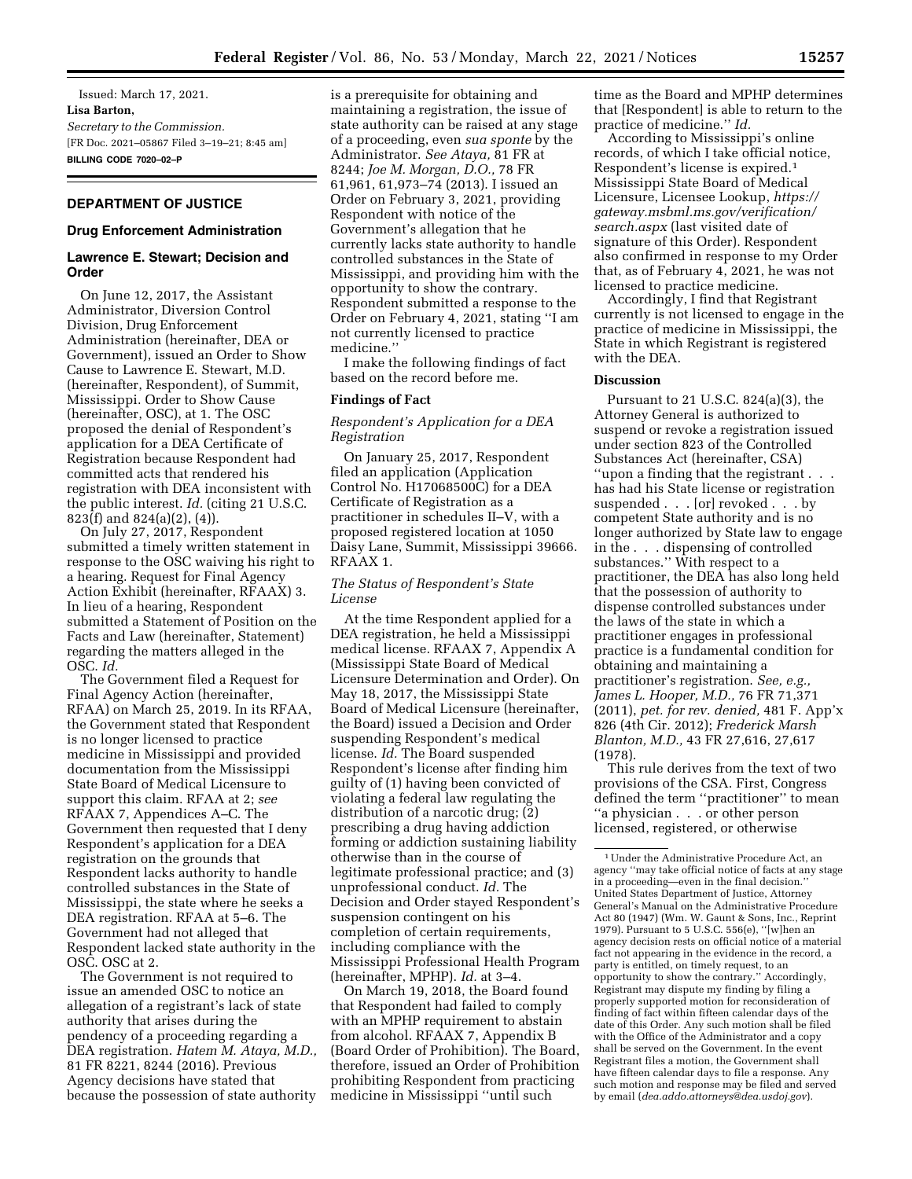Issued: March 17, 2021.

**Lisa Barton,**

*Secretary to the Commission.*

[FR Doc. 2021–05867 Filed 3–19–21; 8:45 am]

**BILLING CODE 7020–02–P**

## DEPARTMENT OF JUSTICE

### Drug Enforcement Administration

### Lawrence E. Stewart; Decision and Order

On June 12, 2017, the Assistant Administrator, Diversion Control Division, Drug Enforcement Administration (hereinafter, DEA or Government), issued an Order to Show Cause to Lawrence E. Stewart, M.D. (hereinafter, Respondent), of Summit, Mississippi. Order to Show Cause (hereinafter, OSC), at 1. The OSC proposed the denial of Respondent's application for a DEA Certificate of Registration because Respondent had committed acts that rendered his registration with DEA inconsistent with the public interest. *Id.* (citing 21 U.S.C. 823(f) and 824(a)(2), (4)).

On July 27, 2017, Respondent submitted a timely written statement in response to the OSC waiving his right to a hearing. Request for Final Agency Action Exhibit (hereinafter, RFAAX) 3. In lieu of a hearing, Respondent submitted a Statement of Position on the Facts and Law (hereinafter, Statement) regarding the matters alleged in the OSC. *Id.*

The Government filed a Request for Final Agency Action (hereinafter, RFAA) on March 25, 2019. In its RFAA, the Government stated that Respondent is no longer licensed to practice medicine in Mississippi and provided documentation from the Mississippi State Board of Medical Licensure to support this claim. RFAA at 2; *see* RFAAX 7, Appendices A–C. The Government then requested that I deny Respondent's application for a DEA registration on the grounds that Respondent lacks authority to handle controlled substances in the State of Mississippi, the state where he seeks a DEA registration. RFAA at 5–6. The Government had not alleged that Respondent lacked state authority in the OSC. OSC at 2.

The Government is not required to issue an amended OSC to notice an allegation of a registrant's lack of state authority that arises during the pendency of a proceeding regarding a DEA registration. *Hatem M. Ataya, M.D.,* 81 FR 8221, 8244 (2016). Previous Agency decisions have stated that because the possession of state authority is a prerequisite for obtaining and maintaining a registration, the issue of state authority can be raised at any stage of a proceeding, even *sua sponte* by the Administrator. *See Ataya,* 81 FR at 8244; *Joe M. Morgan, D.O.,* 78 FR 61,961, 61,973–74 (2013). I issued an Order on February 3, 2021, providing Respondent with notice of the Government's allegation that he currently lacks state authority to handle controlled substances in the State of Mississippi, and providing him with the opportunity to show the contrary. Respondent submitted a response to the Order on February 4, 2021, stating "I am not currently licensed to practice medicine."

I make the following findings of fact based on the record before me.

#### Findings of Fact

*Respondent's Application for a DEA Registration*

On January 25, 2017, Respondent filed an application (Application Control No. H17068500C) for a DEA Certificate of Registration as a practitioner in schedules II–V, with a proposed registered location at 1050 Daisy Lane, Summit, Mississippi 39666. RFAAX 1.

*The Status of Respondent's State License*

At the time Respondent applied for a DEA registration, he held a Mississippi medical license. RFAAX 7, Appendix A (Mississippi State Board of Medical Licensure Determination and Order). On May 18, 2017, the Mississippi State Board of Medical Licensure (hereinafter, the Board) issued a Decision and Order suspending Respondent's medical license. *Id.* The Board suspended Respondent's license after finding him guilty of (1) having been convicted of violating a federal law regulating the distribution of a narcotic drug; (2) prescribing a drug having addiction forming or addiction sustaining liability otherwise than in the course of legitimate professional practice; and (3) unprofessional conduct. *Id.* The Decision and Order stayed Respondent's suspension contingent on his completion of certain requirements, including compliance with the Mississippi Professional Health Program (hereinafter, MPHP). *Id.* at 3–4.

On March 19, 2018, the Board found that Respondent had failed to comply with an MPHP requirement to abstain from alcohol. RFAAX 7, Appendix B (Board Order of Prohibition). The Board, therefore, issued an Order of Prohibition prohibiting Respondent from practicing medicine in Mississippi "until such time as the Board and MPHP determines that [Respondent] is able to return to the practice of medicine." *Id.*

According to Mississippi's online records, of which I take official notice, Respondent's license is expired.[1] Mississippi State Board of Medical Licensure, Licensee Lookup, *https://gateway.msbml.ms.gov/verification/search.aspx* (last visited date of signature of this Order). Respondent also confirmed in response to my Order that, as of February 4, 2021, he was not licensed to practice medicine.

Accordingly, I find that Registrant currently is not licensed to engage in the practice of medicine in Mississippi, the State in which Registrant is registered with the DEA.

#### Discussion

Pursuant to 21 U.S.C. 824(a)(3), the Attorney General is authorized to suspend or revoke a registration issued under section 823 of the Controlled Substances Act (hereinafter, CSA) "upon a finding that the registrant . . . has had his State license or registration suspended . . . [or] revoked . . . by competent State authority and is no longer authorized by State law to engage in the . . . dispensing of controlled substances." With respect to a practitioner, the DEA has also long held that the possession of authority to dispense controlled substances under the laws of the state in which a practitioner engages in professional practice is a fundamental condition for obtaining and maintaining a practitioner's registration. *See, e.g., James L. Hooper, M.D.,* 76 FR 71,371 (2011), *pet. for rev. denied,* 481 F. App'x 826 (4th Cir. 2012); *Frederick Marsh Blanton, M.D.,* 43 FR 27,616, 27,617 (1978).

This rule derives from the text of two provisions of the CSA. First, Congress defined the term "practitioner" to mean "a physician . . . or other person licensed, registered, or otherwise

[1] Under the Administrative Procedure Act, an agency "may take official notice of facts at any stage in a proceeding—even in the final decision." United States Department of Justice, Attorney General's Manual on the Administrative Procedure Act 80 (1947) (Wm. W. Gaunt & Sons, Inc., Reprint 1979). Pursuant to 5 U.S.C. 556(e), "[w]hen an agency decision rests on official notice of a material fact not appearing in the evidence in the record, a party is entitled, on timely request, to an opportunity to show the contrary." Accordingly, Registrant may dispute my finding by filing a properly supported motion for reconsideration of finding of fact within fifteen calendar days of the date of this Order. Any such motion shall be filed with the Office of the Administrator and a copy shall be served on the Government. In the event Registrant files a motion, the Government shall have fifteen calendar days to file a response. Any such motion and response may be filed and served by email (*dea.addo.attorneys@dea.usdoj.gov*).